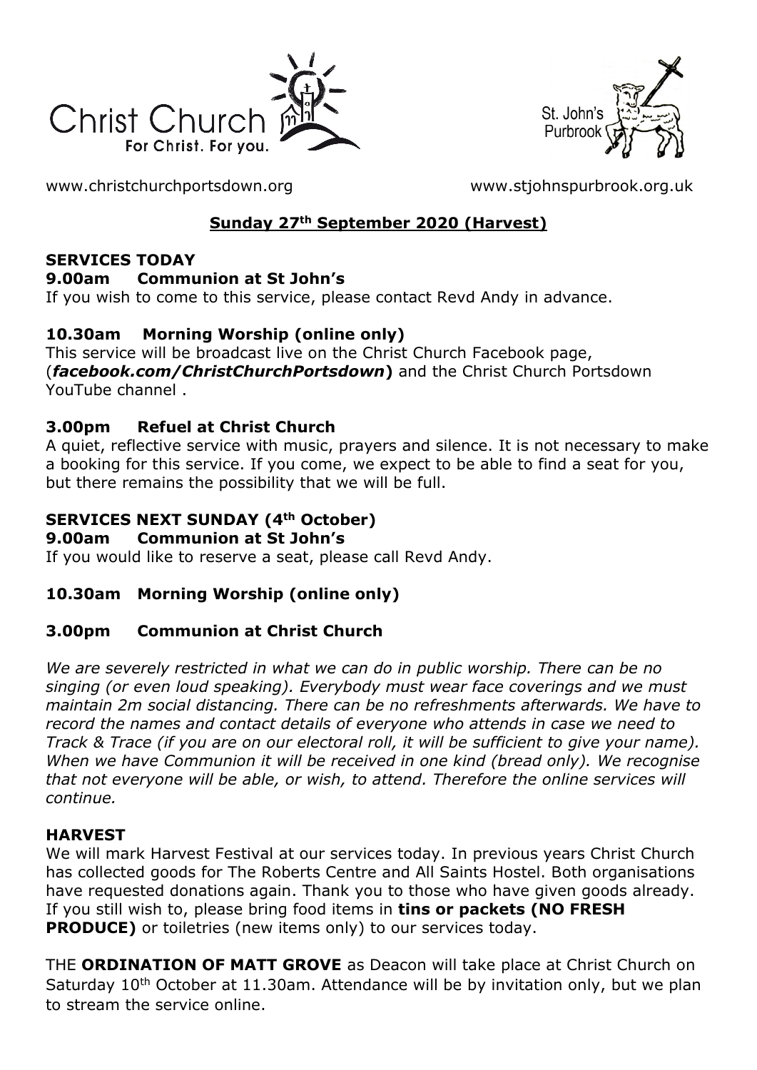Christ Church
For Christ. For you.

St. John's Purbrook

www.christchurchportsdown.org www.stjohnspurbrook.org.uk

## Sunday 27th September 2020 (Harvest)

### SERVICES TODAY

**9.00am Communion at St John's**

If you wish to come to this service, please contact Revd Andy in advance.

**10.30am Morning Worship (online only)**

This service will be broadcast live on the Christ Church Facebook page, (***facebook.com/ChristChurchPortsdown***) and the Christ Church Portsdown YouTube channel .

**3.00pm Refuel at Christ Church**

A quiet, reflective service with music, prayers and silence. It is not necessary to make a booking for this service. If you come, we expect to be able to find a seat for you, but there remains the possibility that we will be full.

### SERVICES NEXT SUNDAY (4th October)

**9.00am Communion at St John's**

If you would like to reserve a seat, please call Revd Andy.

**10.30am Morning Worship (online only)**

**3.00pm Communion at Christ Church**

*We are severely restricted in what we can do in public worship. There can be no singing (or even loud speaking). Everybody must wear face coverings and we must maintain 2m social distancing. There can be no refreshments afterwards. We have to record the names and contact details of everyone who attends in case we need to Track & Trace (if you are on our electoral roll, it will be sufficient to give your name). When we have Communion it will be received in one kind (bread only). We recognise that not everyone will be able, or wish, to attend. Therefore the online services will continue.*

### HARVEST

We will mark Harvest Festival at our services today. In previous years Christ Church has collected goods for The Roberts Centre and All Saints Hostel. Both organisations have requested donations again. Thank you to those who have given goods already. If you still wish to, please bring food items in **tins or packets (NO FRESH PRODUCE)** or toiletries (new items only) to our services today.

THE **ORDINATION OF MATT GROVE** as Deacon will take place at Christ Church on Saturday 10th October at 11.30am. Attendance will be by invitation only, but we plan to stream the service online.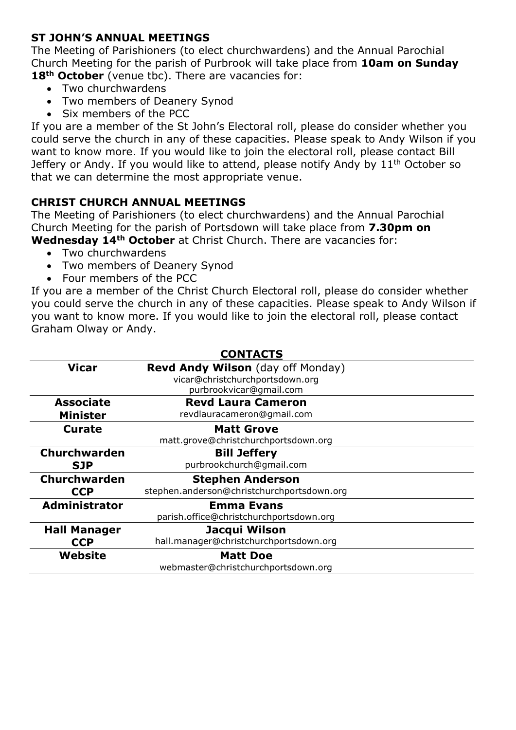## ST JOHN'S ANNUAL MEETINGS

The Meeting of Parishioners (to elect churchwardens) and the Annual Parochial Church Meeting for the parish of Purbrook will take place from **10am on Sunday 18th October** (venue tbc). There are vacancies for:

- Two churchwardens
- Two members of Deanery Synod
- Six members of the PCC

If you are a member of the St John's Electoral roll, please do consider whether you could serve the church in any of these capacities. Please speak to Andy Wilson if you want to know more. If you would like to join the electoral roll, please contact Bill Jeffery or Andy. If you would like to attend, please notify Andy by 11th October so that we can determine the most appropriate venue.

## CHRIST CHURCH ANNUAL MEETINGS

The Meeting of Parishioners (to elect churchwardens) and the Annual Parochial Church Meeting for the parish of Portsdown will take place from **7.30pm on Wednesday 14th October** at Christ Church. There are vacancies for:

- Two churchwardens
- Two members of Deanery Synod
- Four members of the PCC

If you are a member of the Christ Church Electoral roll, please do consider whether you could serve the church in any of these capacities. Please speak to Andy Wilson if you want to know more. If you would like to join the electoral roll, please contact Graham Olway or Andy.

## CONTACTS

| | |
|---|---|
| **Vicar** | **Revd Andy Wilson** (day off Monday)<br>vicar@christchurchportsdown.org<br>purbrookvicar@gmail.com |
| **Associate Minister** | **Revd Laura Cameron**<br>revdlauracameron@gmail.com |
| **Curate** | **Matt Grove**<br>matt.grove@christchurchportsdown.org |
| **Churchwarden SJP** | **Bill Jeffery**<br>purbrookchurch@gmail.com |
| **Churchwarden CCP** | **Stephen Anderson**<br>stephen.anderson@christchurchportsdown.org |
| **Administrator** | **Emma Evans**<br>parish.office@christchurchportsdown.org |
| **Hall Manager CCP** | **Jacqui Wilson**<br>hall.manager@christchurchportsdown.org |
| **Website** | **Matt Doe**<br>webmaster@christchurchportsdown.org |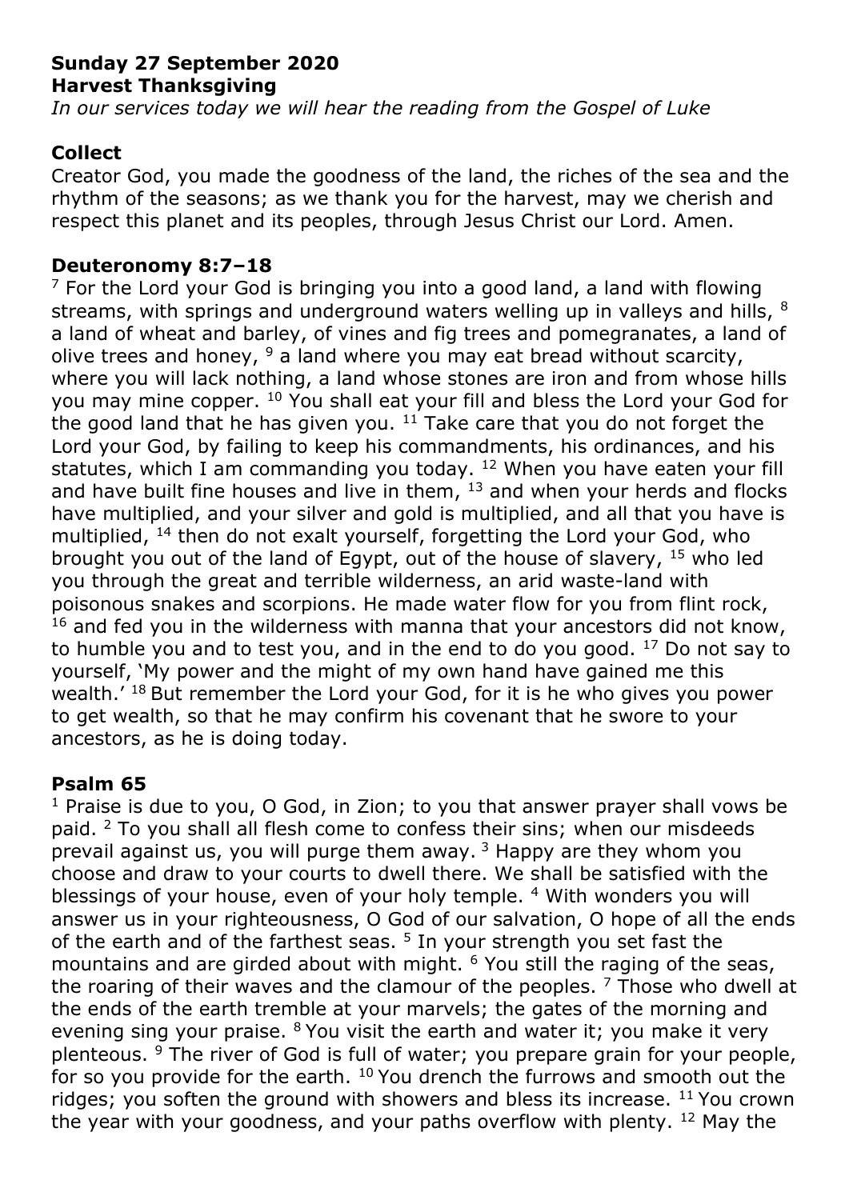**Sunday 27 September 2020**
**Harvest Thanksgiving**

*In our services today we will hear the reading from the Gospel of Luke*

## Collect

Creator God, you made the goodness of the land, the riches of the sea and the rhythm of the seasons; as we thank you for the harvest, may we cherish and respect this planet and its peoples, through Jesus Christ our Lord. Amen.

## Deuteronomy 8:7–18

[7] For the Lord your God is bringing you into a good land, a land with flowing streams, with springs and underground waters welling up in valleys and hills, [8] a land of wheat and barley, of vines and fig trees and pomegranates, a land of olive trees and honey, [9] a land where you may eat bread without scarcity, where you will lack nothing, a land whose stones are iron and from whose hills you may mine copper. [10] You shall eat your fill and bless the Lord your God for the good land that he has given you. [11] Take care that you do not forget the Lord your God, by failing to keep his commandments, his ordinances, and his statutes, which I am commanding you today. [12] When you have eaten your fill and have built fine houses and live in them, [13] and when your herds and flocks have multiplied, and your silver and gold is multiplied, and all that you have is multiplied, [14] then do not exalt yourself, forgetting the Lord your God, who brought you out of the land of Egypt, out of the house of slavery, [15] who led you through the great and terrible wilderness, an arid waste-land with poisonous snakes and scorpions. He made water flow for you from flint rock, [16] and fed you in the wilderness with manna that your ancestors did not know, to humble you and to test you, and in the end to do you good. [17] Do not say to yourself, 'My power and the might of my own hand have gained me this wealth.' [18] But remember the Lord your God, for it is he who gives you power to get wealth, so that he may confirm his covenant that he swore to your ancestors, as he is doing today.

## Psalm 65

[1] Praise is due to you, O God, in Zion; to you that answer prayer shall vows be paid. [2] To you shall all flesh come to confess their sins; when our misdeeds prevail against us, you will purge them away. [3] Happy are they whom you choose and draw to your courts to dwell there. We shall be satisfied with the blessings of your house, even of your holy temple. [4] With wonders you will answer us in your righteousness, O God of our salvation, O hope of all the ends of the earth and of the farthest seas. [5] In your strength you set fast the mountains and are girded about with might. [6] You still the raging of the seas, the roaring of their waves and the clamour of the peoples. [7] Those who dwell at the ends of the earth tremble at your marvels; the gates of the morning and evening sing your praise. [8] You visit the earth and water it; you make it very plenteous. [9] The river of God is full of water; you prepare grain for your people, for so you provide for the earth. [10] You drench the furrows and smooth out the ridges; you soften the ground with showers and bless its increase. [11] You crown the year with your goodness, and your paths overflow with plenty. [12] May the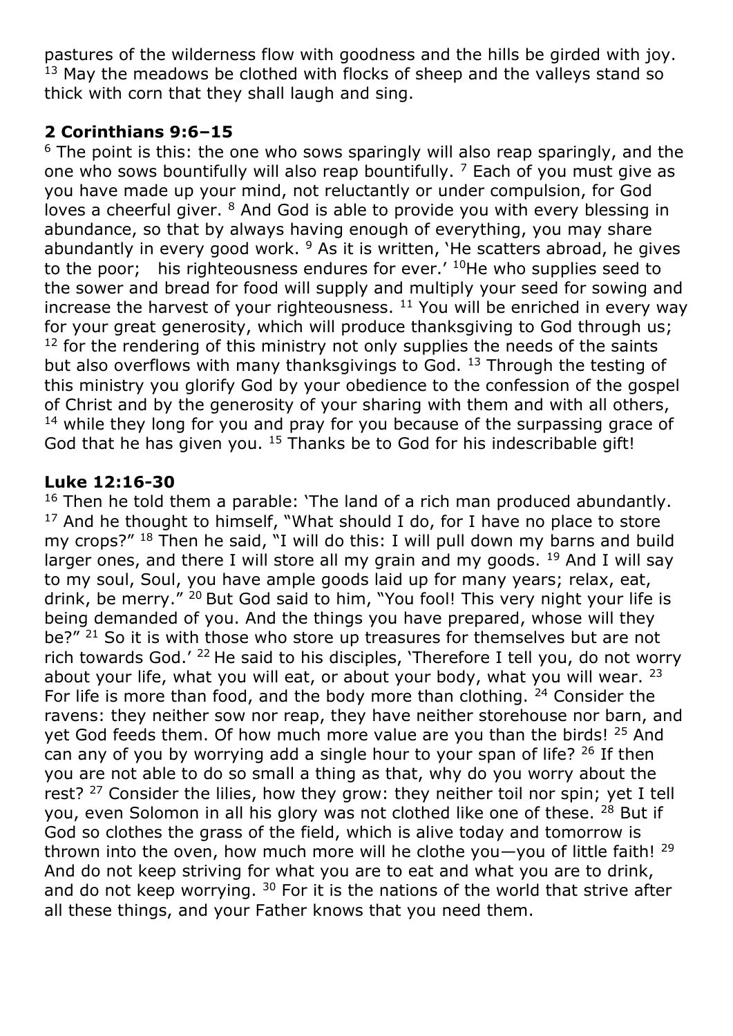pastures of the wilderness flow with goodness and the hills be girded with joy. [13] May the meadows be clothed with flocks of sheep and the valleys stand so thick with corn that they shall laugh and sing.

## 2 Corinthians 9:6–15

[6] The point is this: the one who sows sparingly will also reap sparingly, and the one who sows bountifully will also reap bountifully. [7] Each of you must give as you have made up your mind, not reluctantly or under compulsion, for God loves a cheerful giver. [8] And God is able to provide you with every blessing in abundance, so that by always having enough of everything, you may share abundantly in every good work. [9] As it is written, 'He scatters abroad, he gives to the poor; his righteousness endures for ever.' [10]He who supplies seed to the sower and bread for food will supply and multiply your seed for sowing and increase the harvest of your righteousness. [11] You will be enriched in every way for your great generosity, which will produce thanksgiving to God through us; [12] for the rendering of this ministry not only supplies the needs of the saints but also overflows with many thanksgivings to God. [13] Through the testing of this ministry you glorify God by your obedience to the confession of the gospel of Christ and by the generosity of your sharing with them and with all others, [14] while they long for you and pray for you because of the surpassing grace of God that he has given you. [15] Thanks be to God for his indescribable gift!

## Luke 12:16-30

[16] Then he told them a parable: 'The land of a rich man produced abundantly. [17] And he thought to himself, "What should I do, for I have no place to store my crops?" [18] Then he said, "I will do this: I will pull down my barns and build larger ones, and there I will store all my grain and my goods. [19] And I will say to my soul, Soul, you have ample goods laid up for many years; relax, eat, drink, be merry." [20] But God said to him, "You fool! This very night your life is being demanded of you. And the things you have prepared, whose will they be?" [21] So it is with those who store up treasures for themselves but are not rich towards God.' [22] He said to his disciples, 'Therefore I tell you, do not worry about your life, what you will eat, or about your body, what you will wear. [23] For life is more than food, and the body more than clothing. [24] Consider the ravens: they neither sow nor reap, they have neither storehouse nor barn, and yet God feeds them. Of how much more value are you than the birds! [25] And can any of you by worrying add a single hour to your span of life? [26] If then you are not able to do so small a thing as that, why do you worry about the rest? [27] Consider the lilies, how they grow: they neither toil nor spin; yet I tell you, even Solomon in all his glory was not clothed like one of these. [28] But if God so clothes the grass of the field, which is alive today and tomorrow is thrown into the oven, how much more will he clothe you—you of little faith! [29] And do not keep striving for what you are to eat and what you are to drink, and do not keep worrying. [30] For it is the nations of the world that strive after all these things, and your Father knows that you need them.